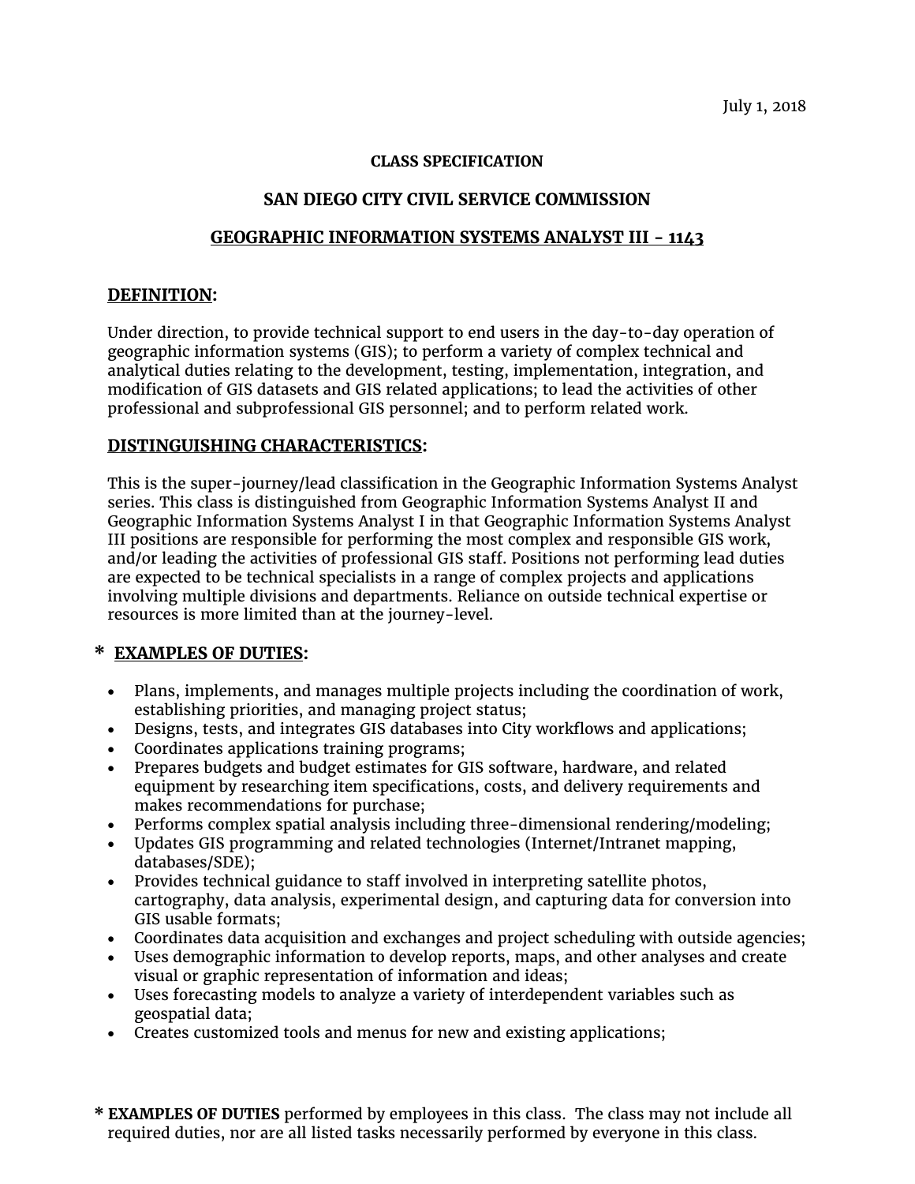July 1, 2018

**CLASS SPECIFICATION**

# SAN DIEGO CITY CIVIL SERVICE COMMISSION

## GEOGRAPHIC INFORMATION SYSTEMS ANALYST III - 1143

### DEFINITION:

Under direction, to provide technical support to end users in the day-to-day operation of geographic information systems (GIS); to perform a variety of complex technical and analytical duties relating to the development, testing, implementation, integration, and modification of GIS datasets and GIS related applications; to lead the activities of other professional and subprofessional GIS personnel; and to perform related work.

### DISTINGUISHING CHARACTERISTICS:

This is the super-journey/lead classification in the Geographic Information Systems Analyst series. This class is distinguished from Geographic Information Systems Analyst II and Geographic Information Systems Analyst I in that Geographic Information Systems Analyst III positions are responsible for performing the most complex and responsible GIS work, and/or leading the activities of professional GIS staff. Positions not performing lead duties are expected to be technical specialists in a range of complex projects and applications involving multiple divisions and departments. Reliance on outside technical expertise or resources is more limited than at the journey-level.

### * EXAMPLES OF DUTIES:

- Plans, implements, and manages multiple projects including the coordination of work, establishing priorities, and managing project status;
- Designs, tests, and integrates GIS databases into City workflows and applications;
- Coordinates applications training programs;
- Prepares budgets and budget estimates for GIS software, hardware, and related equipment by researching item specifications, costs, and delivery requirements and makes recommendations for purchase;
- Performs complex spatial analysis including three-dimensional rendering/modeling;
- Updates GIS programming and related technologies (Internet/Intranet mapping, databases/SDE);
- Provides technical guidance to staff involved in interpreting satellite photos, cartography, data analysis, experimental design, and capturing data for conversion into GIS usable formats;
- Coordinates data acquisition and exchanges and project scheduling with outside agencies;
- Uses demographic information to develop reports, maps, and other analyses and create visual or graphic representation of information and ideas;
- Uses forecasting models to analyze a variety of interdependent variables such as geospatial data;
- Creates customized tools and menus for new and existing applications;

\* **EXAMPLES OF DUTIES** performed by employees in this class. The class may not include all required duties, nor are all listed tasks necessarily performed by everyone in this class.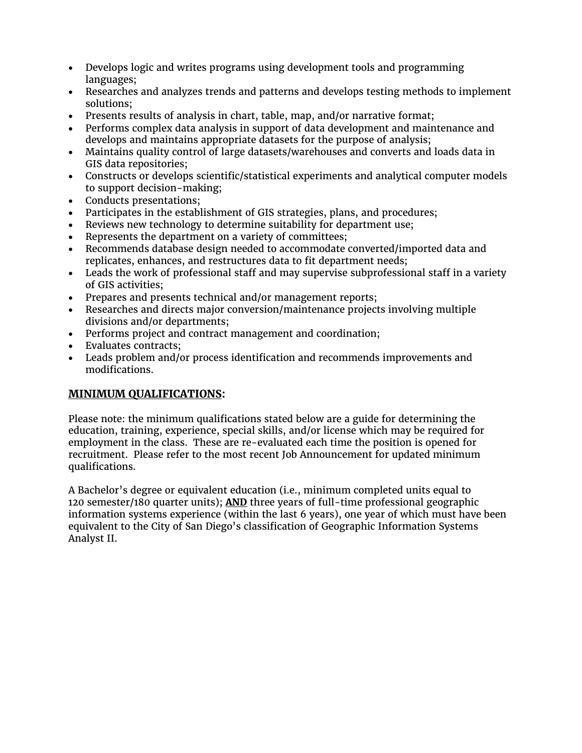- Develops logic and writes programs using development tools and programming languages;
- Researches and analyzes trends and patterns and develops testing methods to implement solutions;
- Presents results of analysis in chart, table, map, and/or narrative format;
- Performs complex data analysis in support of data development and maintenance and develops and maintains appropriate datasets for the purpose of analysis;
- Maintains quality control of large datasets/warehouses and converts and loads data in GIS data repositories;
- Constructs or develops scientific/statistical experiments and analytical computer models to support decision-making;
- Conducts presentations;
- Participates in the establishment of GIS strategies, plans, and procedures;
- Reviews new technology to determine suitability for department use;
- Represents the department on a variety of committees;
- Recommends database design needed to accommodate converted/imported data and replicates, enhances, and restructures data to fit department needs;
- Leads the work of professional staff and may supervise subprofessional staff in a variety of GIS activities;
- Prepares and presents technical and/or management reports;
- Researches and directs major conversion/maintenance projects involving multiple divisions and/or departments;
- Performs project and contract management and coordination;
- Evaluates contracts;
- Leads problem and/or process identification and recommends improvements and modifications.

## **MINIMUM QUALIFICATIONS:**

Please note: the minimum qualifications stated below are a guide for determining the education, training, experience, special skills, and/or license which may be required for employment in the class. These are re-evaluated each time the position is opened for recruitment. Please refer to the most recent Job Announcement for updated minimum qualifications.

A Bachelor's degree or equivalent education (i.e., minimum completed units equal to 120 semester/180 quarter units); **AND** three years of full-time professional geographic information systems experience (within the last 6 years), one year of which must have been equivalent to the City of San Diego's classification of Geographic Information Systems Analyst II.